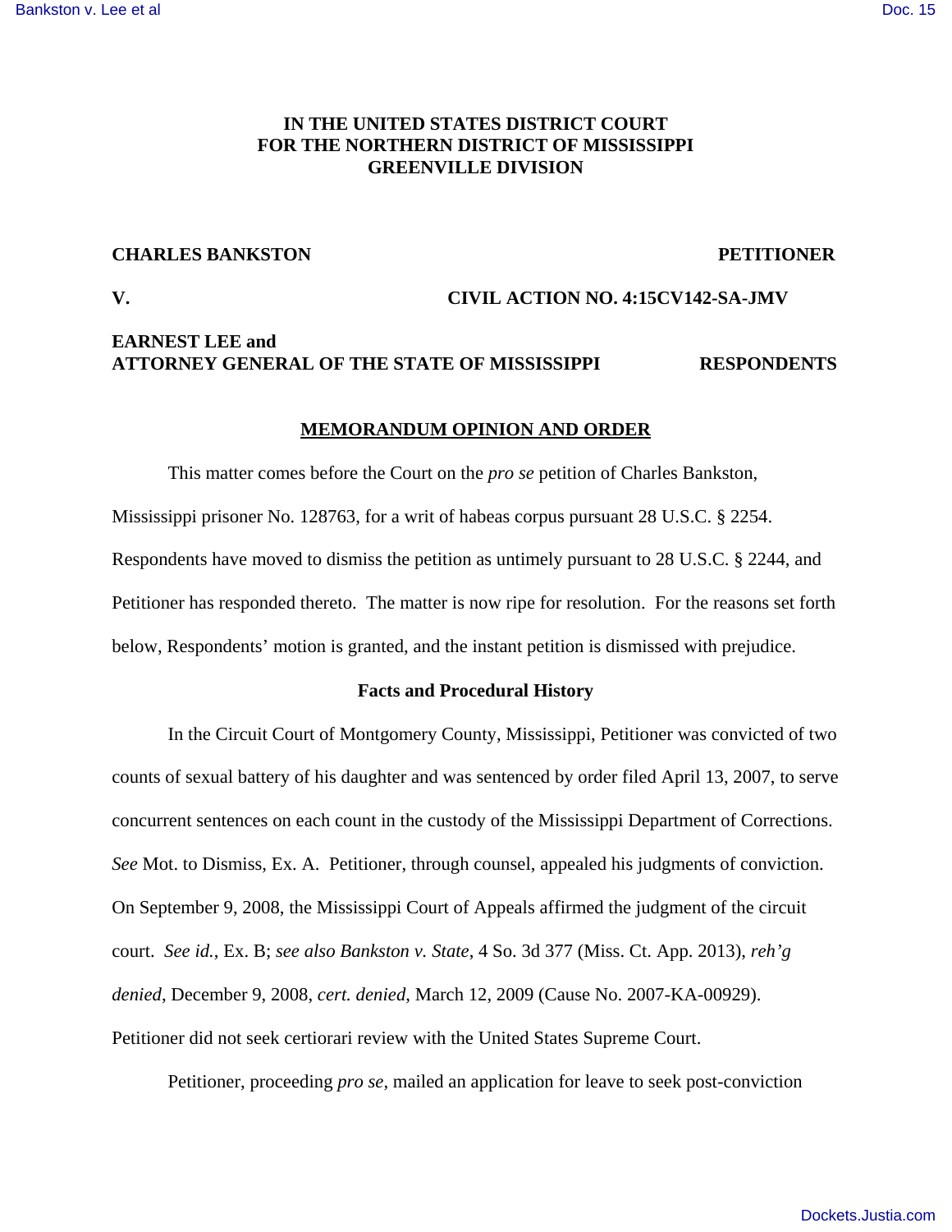**IN THE UNITED STATES DISTRICT COURT**
**FOR THE NORTHERN DISTRICT OF MISSISSIPPI**
**GREENVILLE DIVISION**

**CHARLES BANKSTON** **PETITIONER**

**V.** **CIVIL ACTION NO. 4:15CV142-SA-JMV**

**EARNEST LEE and**
**ATTORNEY GENERAL OF THE STATE OF MISSISSIPPI** **RESPONDENTS**

**MEMORANDUM OPINION AND ORDER**

This matter comes before the Court on the *pro se* petition of Charles Bankston, Mississippi prisoner No. 128763, for a writ of habeas corpus pursuant 28 U.S.C. § 2254. Respondents have moved to dismiss the petition as untimely pursuant to 28 U.S.C. § 2244, and Petitioner has responded thereto. The matter is now ripe for resolution. For the reasons set forth below, Respondents' motion is granted, and the instant petition is dismissed with prejudice.

**Facts and Procedural History**

In the Circuit Court of Montgomery County, Mississippi, Petitioner was convicted of two counts of sexual battery of his daughter and was sentenced by order filed April 13, 2007, to serve concurrent sentences on each count in the custody of the Mississippi Department of Corrections. *See* Mot. to Dismiss, Ex. A. Petitioner, through counsel, appealed his judgments of conviction. On September 9, 2008, the Mississippi Court of Appeals affirmed the judgment of the circuit court. *See id.*, Ex. B; *see also Bankston v. State*, 4 So. 3d 377 (Miss. Ct. App. 2013), *reh'g denied*, December 9, 2008, *cert. denied*, March 12, 2009 (Cause No. 2007-KA-00929). Petitioner did not seek certiorari review with the United States Supreme Court.

Petitioner, proceeding *pro se*, mailed an application for leave to seek post-conviction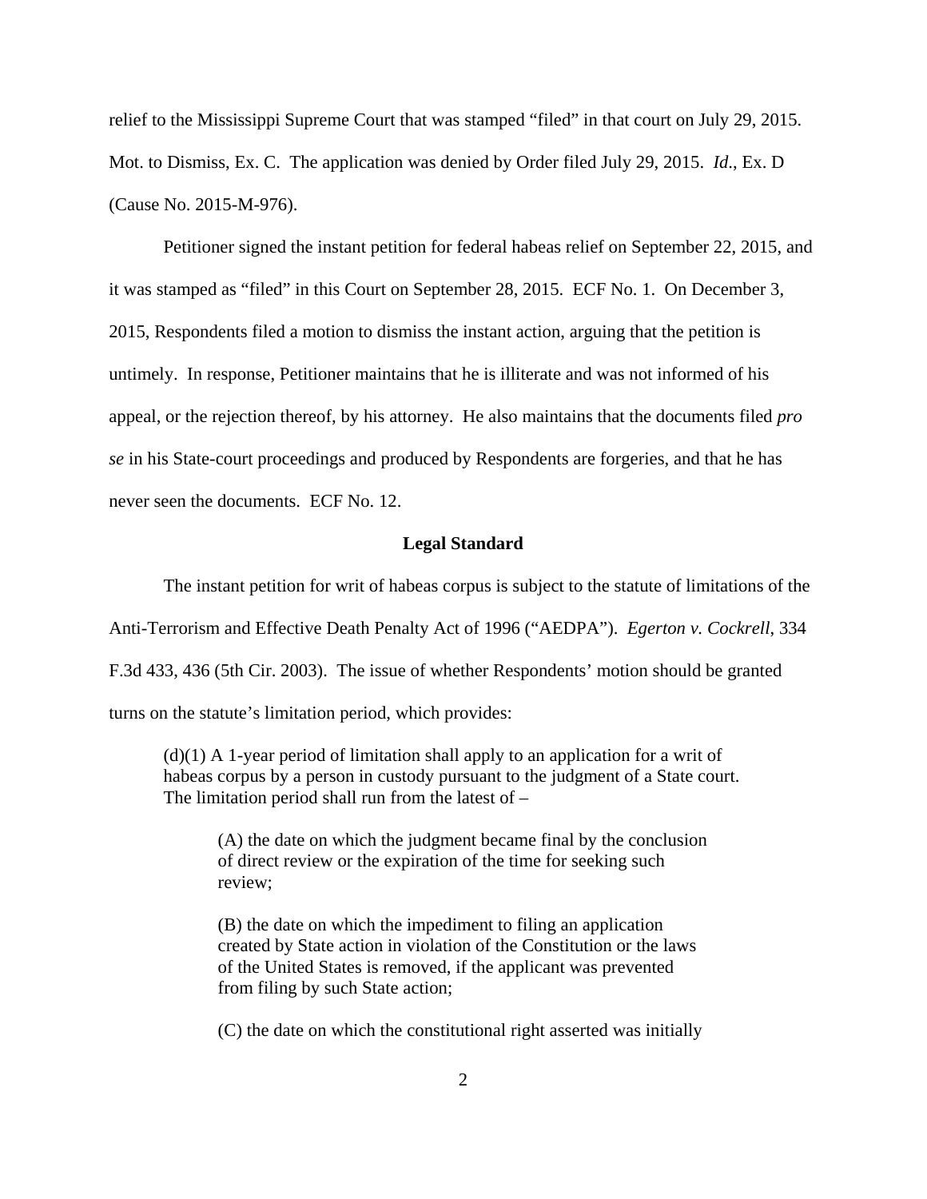relief to the Mississippi Supreme Court that was stamped "filed" in that court on July 29, 2015. Mot. to Dismiss, Ex. C. The application was denied by Order filed July 29, 2015. *Id.*, Ex. D (Cause No. 2015-M-976).

Petitioner signed the instant petition for federal habeas relief on September 22, 2015, and it was stamped as "filed" in this Court on September 28, 2015. ECF No. 1. On December 3, 2015, Respondents filed a motion to dismiss the instant action, arguing that the petition is untimely. In response, Petitioner maintains that he is illiterate and was not informed of his appeal, or the rejection thereof, by his attorney. He also maintains that the documents filed *pro se* in his State-court proceedings and produced by Respondents are forgeries, and that he has never seen the documents. ECF No. 12.

**Legal Standard**

The instant petition for writ of habeas corpus is subject to the statute of limitations of the Anti-Terrorism and Effective Death Penalty Act of 1996 ("AEDPA"). *Egerton v. Cockrell*, 334 F.3d 433, 436 (5th Cir. 2003). The issue of whether Respondents' motion should be granted turns on the statute's limitation period, which provides:

> (d)(1) A 1-year period of limitation shall apply to an application for a writ of habeas corpus by a person in custody pursuant to the judgment of a State court. The limitation period shall run from the latest of –
>
> > (A) the date on which the judgment became final by the conclusion of direct review or the expiration of the time for seeking such review;
> >
> > (B) the date on which the impediment to filing an application created by State action in violation of the Constitution or the laws of the United States is removed, if the applicant was prevented from filing by such State action;
> >
> > (C) the date on which the constitutional right asserted was initially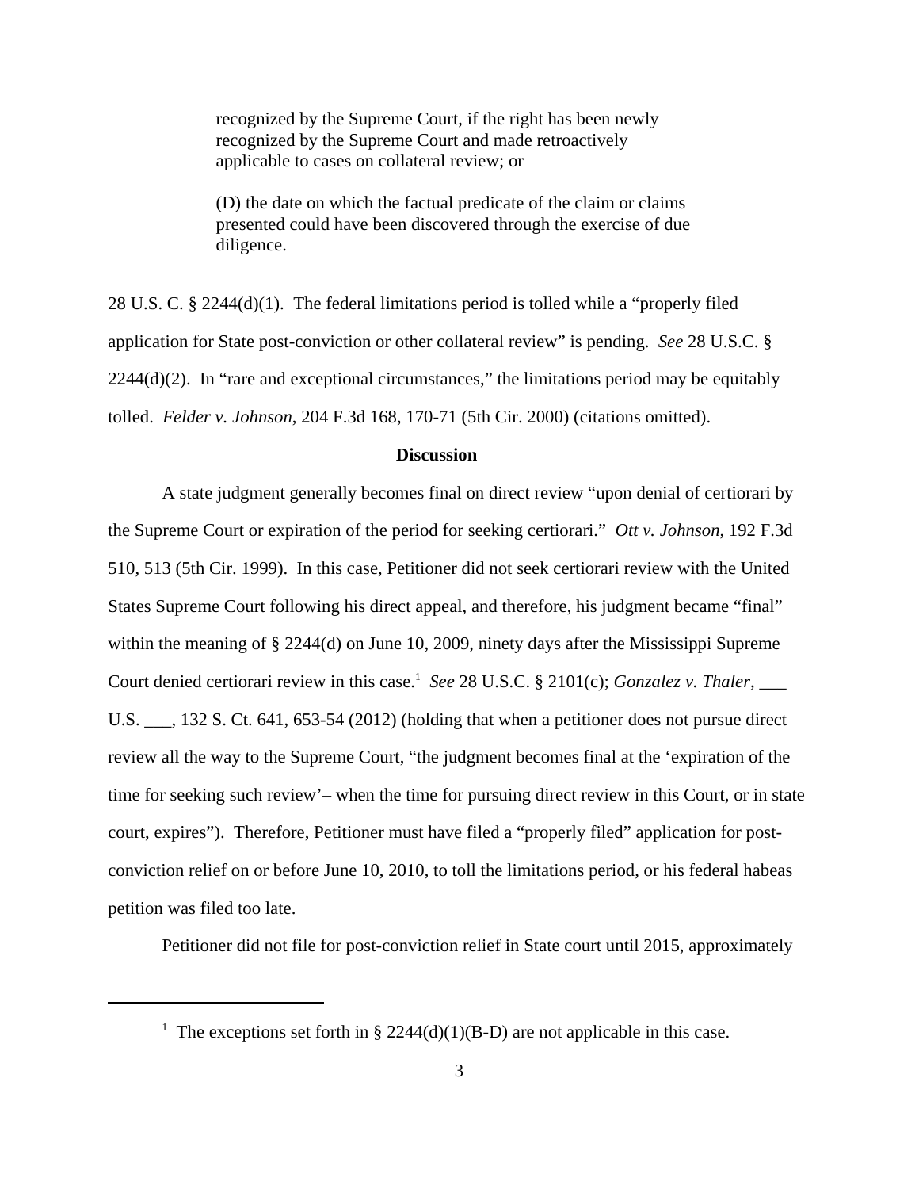> recognized by the Supreme Court, if the right has been newly recognized by the Supreme Court and made retroactively applicable to cases on collateral review; or
>
> (D) the date on which the factual predicate of the claim or claims presented could have been discovered through the exercise of due diligence.

28 U.S. C. § 2244(d)(1). The federal limitations period is tolled while a "properly filed application for State post-conviction or other collateral review" is pending. *See* 28 U.S.C. § 2244(d)(2). In "rare and exceptional circumstances," the limitations period may be equitably tolled. *Felder v. Johnson*, 204 F.3d 168, 170-71 (5th Cir. 2000) (citations omitted).

**Discussion**

A state judgment generally becomes final on direct review "upon denial of certiorari by the Supreme Court or expiration of the period for seeking certiorari." *Ott v. Johnson*, 192 F.3d 510, 513 (5th Cir. 1999). In this case, Petitioner did not seek certiorari review with the United States Supreme Court following his direct appeal, and therefore, his judgment became "final" within the meaning of § 2244(d) on June 10, 2009, ninety days after the Mississippi Supreme Court denied certiorari review in this case.[1] *See* 28 U.S.C. § 2101(c); *Gonzalez v. Thaler*, ___ U.S. ___, 132 S. Ct. 641, 653-54 (2012) (holding that when a petitioner does not pursue direct review all the way to the Supreme Court, "the judgment becomes final at the 'expiration of the time for seeking such review'– when the time for pursuing direct review in this Court, or in state court, expires"). Therefore, Petitioner must have filed a "properly filed" application for post-conviction relief on or before June 10, 2010, to toll the limitations period, or his federal habeas petition was filed too late.

Petitioner did not file for post-conviction relief in State court until 2015, approximately

[1] The exceptions set forth in § 2244(d)(1)(B-D) are not applicable in this case.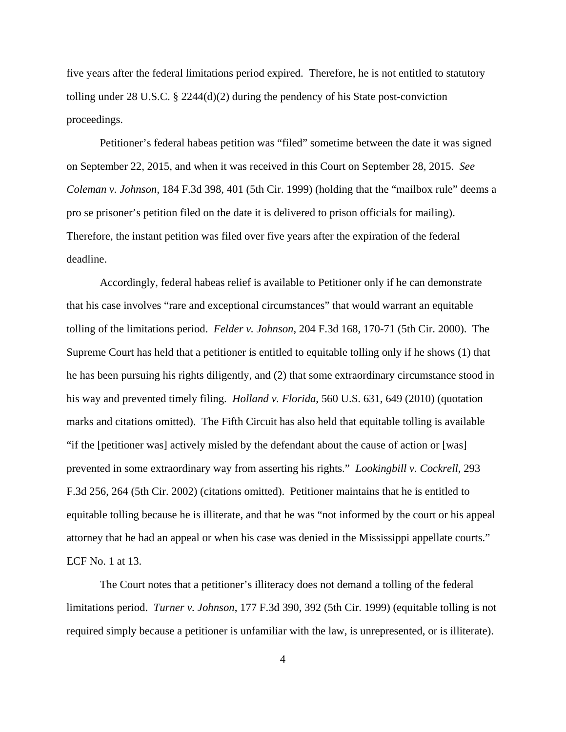five years after the federal limitations period expired. Therefore, he is not entitled to statutory tolling under 28 U.S.C. § 2244(d)(2) during the pendency of his State post-conviction proceedings.

Petitioner's federal habeas petition was "filed" sometime between the date it was signed on September 22, 2015, and when it was received in this Court on September 28, 2015. *See Coleman v. Johnson*, 184 F.3d 398, 401 (5th Cir. 1999) (holding that the "mailbox rule" deems a pro se prisoner's petition filed on the date it is delivered to prison officials for mailing). Therefore, the instant petition was filed over five years after the expiration of the federal deadline.

Accordingly, federal habeas relief is available to Petitioner only if he can demonstrate that his case involves "rare and exceptional circumstances" that would warrant an equitable tolling of the limitations period. *Felder v. Johnson*, 204 F.3d 168, 170-71 (5th Cir. 2000). The Supreme Court has held that a petitioner is entitled to equitable tolling only if he shows (1) that he has been pursuing his rights diligently, and (2) that some extraordinary circumstance stood in his way and prevented timely filing. *Holland v. Florida*, 560 U.S. 631, 649 (2010) (quotation marks and citations omitted). The Fifth Circuit has also held that equitable tolling is available "if the [petitioner was] actively misled by the defendant about the cause of action or [was] prevented in some extraordinary way from asserting his rights." *Lookingbill v. Cockrell*, 293 F.3d 256, 264 (5th Cir. 2002) (citations omitted). Petitioner maintains that he is entitled to equitable tolling because he is illiterate, and that he was "not informed by the court or his appeal attorney that he had an appeal or when his case was denied in the Mississippi appellate courts." ECF No. 1 at 13.

The Court notes that a petitioner's illiteracy does not demand a tolling of the federal limitations period. *Turner v. Johnson*, 177 F.3d 390, 392 (5th Cir. 1999) (equitable tolling is not required simply because a petitioner is unfamiliar with the law, is unrepresented, or is illiterate).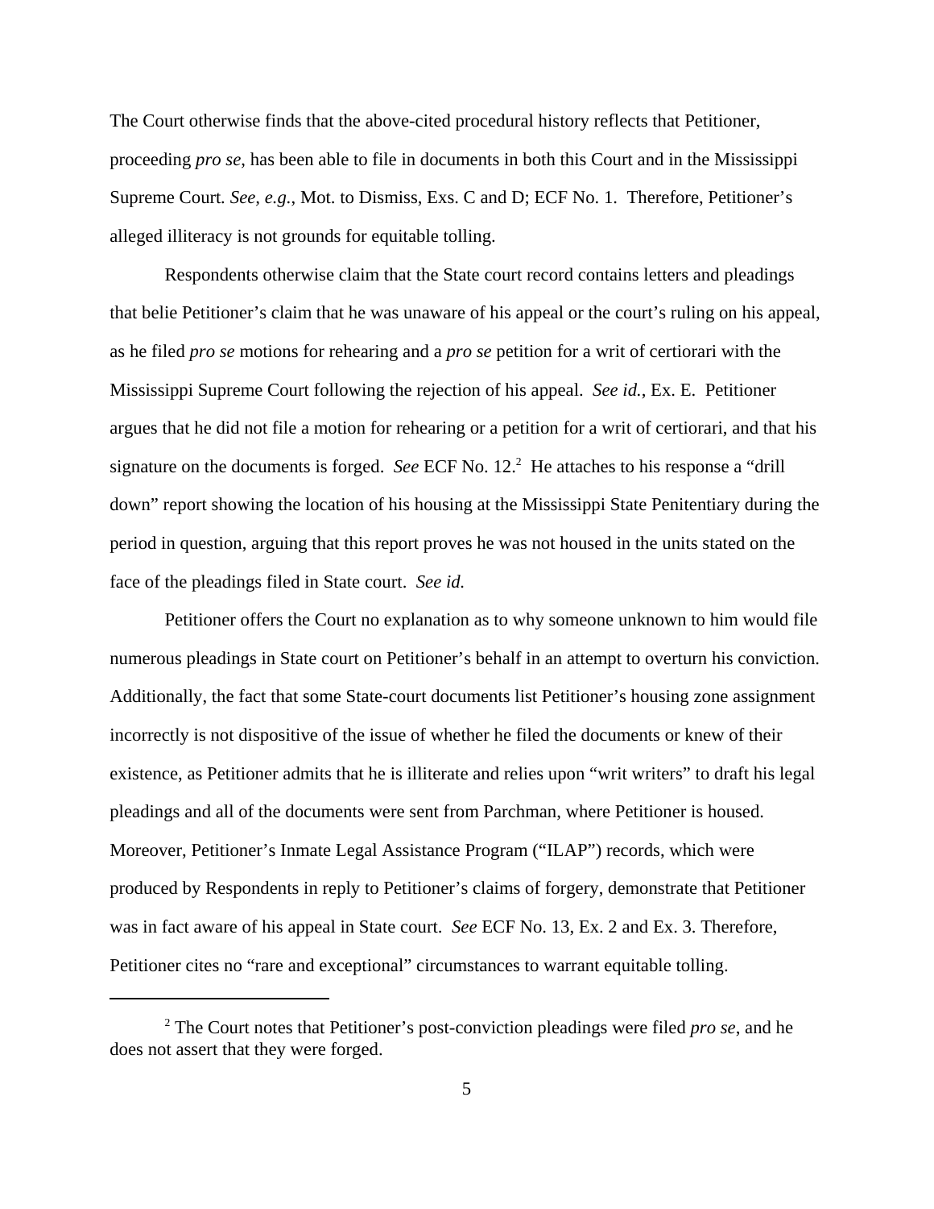The Court otherwise finds that the above-cited procedural history reflects that Petitioner, proceeding *pro se*, has been able to file in documents in both this Court and in the Mississippi Supreme Court. *See, e.g.*, Mot. to Dismiss, Exs. C and D; ECF No. 1. Therefore, Petitioner's alleged illiteracy is not grounds for equitable tolling.

Respondents otherwise claim that the State court record contains letters and pleadings that belie Petitioner's claim that he was unaware of his appeal or the court's ruling on his appeal, as he filed *pro se* motions for rehearing and a *pro se* petition for a writ of certiorari with the Mississippi Supreme Court following the rejection of his appeal. *See id.*, Ex. E. Petitioner argues that he did not file a motion for rehearing or a petition for a writ of certiorari, and that his signature on the documents is forged. *See* ECF No. 12.[2] He attaches to his response a "drill down" report showing the location of his housing at the Mississippi State Penitentiary during the period in question, arguing that this report proves he was not housed in the units stated on the face of the pleadings filed in State court. *See id.*

Petitioner offers the Court no explanation as to why someone unknown to him would file numerous pleadings in State court on Petitioner's behalf in an attempt to overturn his conviction. Additionally, the fact that some State-court documents list Petitioner's housing zone assignment incorrectly is not dispositive of the issue of whether he filed the documents or knew of their existence, as Petitioner admits that he is illiterate and relies upon "writ writers" to draft his legal pleadings and all of the documents were sent from Parchman, where Petitioner is housed. Moreover, Petitioner's Inmate Legal Assistance Program ("ILAP") records, which were produced by Respondents in reply to Petitioner's claims of forgery, demonstrate that Petitioner was in fact aware of his appeal in State court. *See* ECF No. 13, Ex. 2 and Ex. 3. Therefore, Petitioner cites no "rare and exceptional" circumstances to warrant equitable tolling.

---

[2] The Court notes that Petitioner's post-conviction pleadings were filed *pro se*, and he does not assert that they were forged.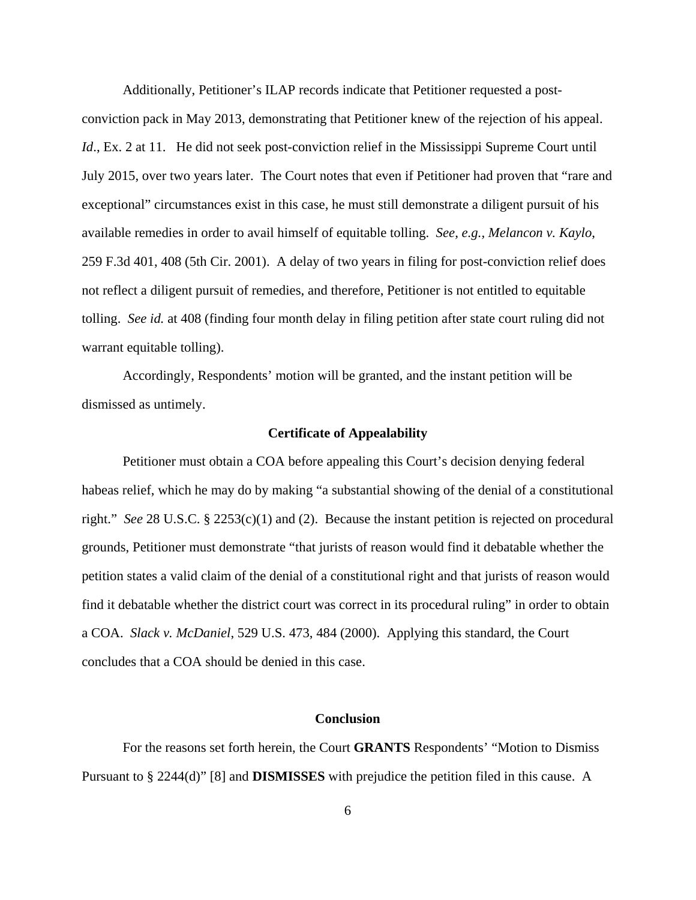Additionally, Petitioner's ILAP records indicate that Petitioner requested a post-conviction pack in May 2013, demonstrating that Petitioner knew of the rejection of his appeal. *Id*., Ex. 2 at 11. He did not seek post-conviction relief in the Mississippi Supreme Court until July 2015, over two years later. The Court notes that even if Petitioner had proven that "rare and exceptional" circumstances exist in this case, he must still demonstrate a diligent pursuit of his available remedies in order to avail himself of equitable tolling. *See, e.g., Melancon v. Kaylo*, 259 F.3d 401, 408 (5th Cir. 2001). A delay of two years in filing for post-conviction relief does not reflect a diligent pursuit of remedies, and therefore, Petitioner is not entitled to equitable tolling. *See id.* at 408 (finding four month delay in filing petition after state court ruling did not warrant equitable tolling).

Accordingly, Respondents' motion will be granted, and the instant petition will be dismissed as untimely.

## Certificate of Appealability

Petitioner must obtain a COA before appealing this Court's decision denying federal habeas relief, which he may do by making "a substantial showing of the denial of a constitutional right." *See* 28 U.S.C. § 2253(c)(1) and (2). Because the instant petition is rejected on procedural grounds, Petitioner must demonstrate "that jurists of reason would find it debatable whether the petition states a valid claim of the denial of a constitutional right and that jurists of reason would find it debatable whether the district court was correct in its procedural ruling" in order to obtain a COA. *Slack v. McDaniel*, 529 U.S. 473, 484 (2000). Applying this standard, the Court concludes that a COA should be denied in this case.

## Conclusion

For the reasons set forth herein, the Court **GRANTS** Respondents' "Motion to Dismiss Pursuant to § 2244(d)" [8] and **DISMISSES** with prejudice the petition filed in this cause. A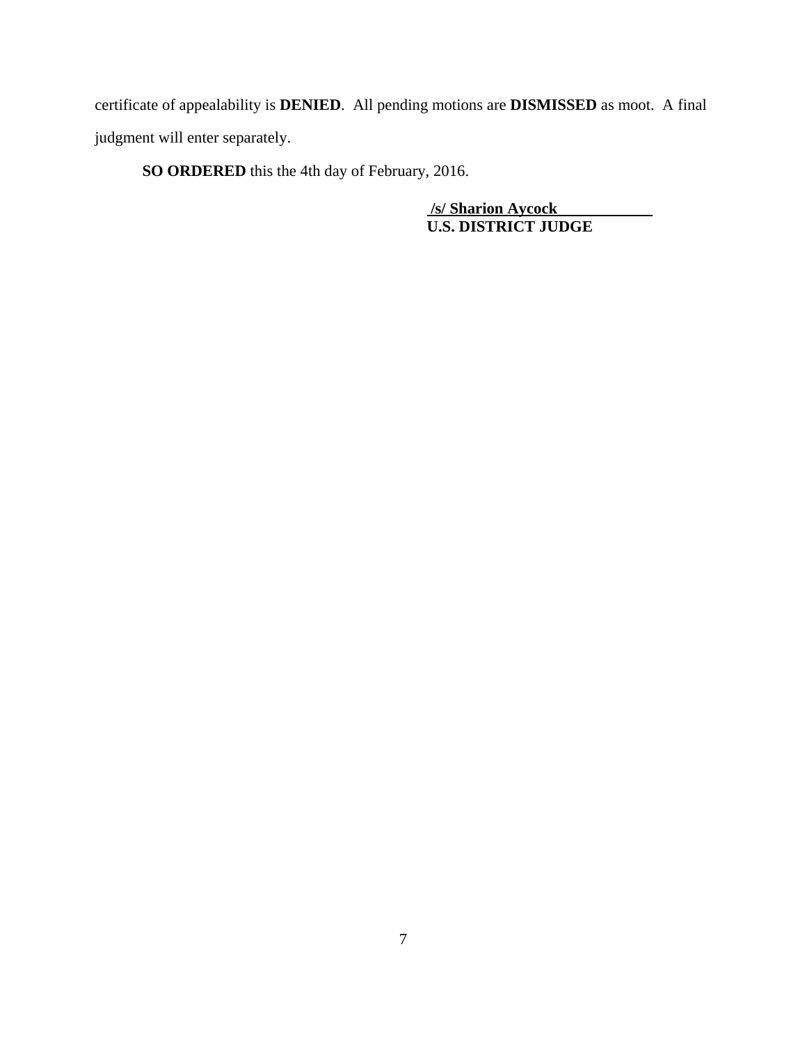certificate of appealability is **DENIED**. All pending motions are **DISMISSED** as moot. A final judgment will enter separately.

**SO ORDERED** this the 4th day of February, 2016.

**/s/ Sharion Aycock**
**U.S. DISTRICT JUDGE**